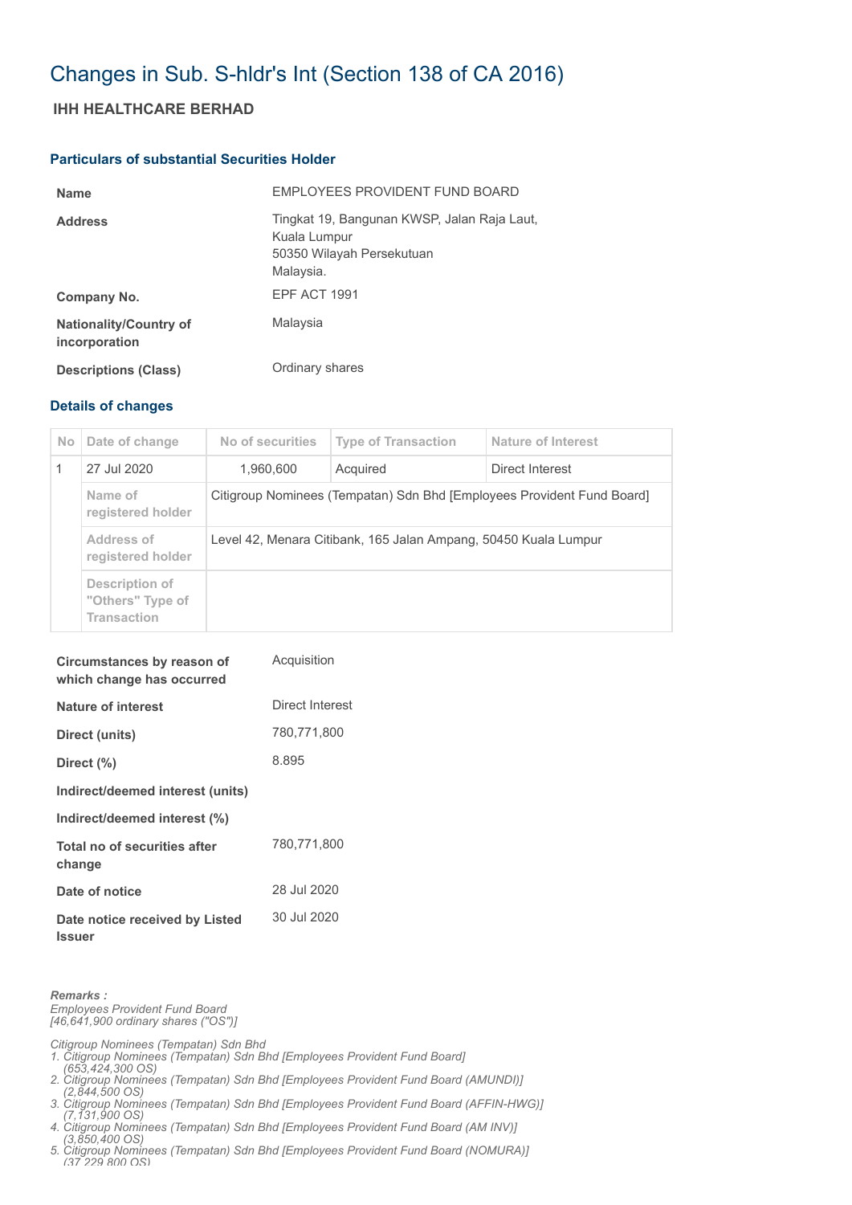# Changes in Sub. S-hldr's Int (Section 138 of CA 2016)

## IHH HEALTHCARE BERHAD

### Particulars of substantial Securities Holder

| | |
|---|---|
| **Name** | EMPLOYEES PROVIDENT FUND BOARD |
| **Address** | Tingkat 19, Bangunan KWSP, Jalan Raja Laut, Kuala Lumpur 50350 Wilayah Persekutuan Malaysia. |
| **Company No.** | EPF ACT 1991 |
| **Nationality/Country of incorporation** | Malaysia |
| **Descriptions (Class)** | Ordinary shares |

### Details of changes

| No | Date of change | No of securities | Type of Transaction | Nature of Interest |
|---|---|---|---|---|
| 1 | 27 Jul 2020 | 1,960,600 | Acquired | Direct Interest |
| | Name of registered holder | Citigroup Nominees (Tempatan) Sdn Bhd [Employees Provident Fund Board] | | |
| | Address of registered holder | Level 42, Menara Citibank, 165 Jalan Ampang, 50450 Kuala Lumpur | | |
| | Description of "Others" Type of Transaction | | | |

| | |
|---|---|
| **Circumstances by reason of which change has occurred** | Acquisition |
| **Nature of interest** | Direct Interest |
| **Direct (units)** | 780,771,800 |
| **Direct (%)** | 8.895 |
| **Indirect/deemed interest (units)** | |
| **Indirect/deemed interest (%)** | |
| **Total no of securities after change** | 780,771,800 |
| **Date of notice** | 28 Jul 2020 |
| **Date notice received by Listed Issuer** | 30 Jul 2020 |

***Remarks :***

*Employees Provident Fund Board*
*[46,641,900 ordinary shares ("OS")]*

*Citigroup Nominees (Tempatan) Sdn Bhd*
1. *Citigroup Nominees (Tempatan) Sdn Bhd [Employees Provident Fund Board] (653,424,300 OS)*
2. *Citigroup Nominees (Tempatan) Sdn Bhd [Employees Provident Fund Board (AMUNDI)] (2,844,500 OS)*
3. *Citigroup Nominees (Tempatan) Sdn Bhd [Employees Provident Fund Board (AFFIN-HWG)] (7,131,900 OS)*
4. *Citigroup Nominees (Tempatan) Sdn Bhd [Employees Provident Fund Board (AM INV)] (3,850,400 OS)*
5. *Citigroup Nominees (Tempatan) Sdn Bhd [Employees Provident Fund Board (NOMURA)] (37,229,800 OS)*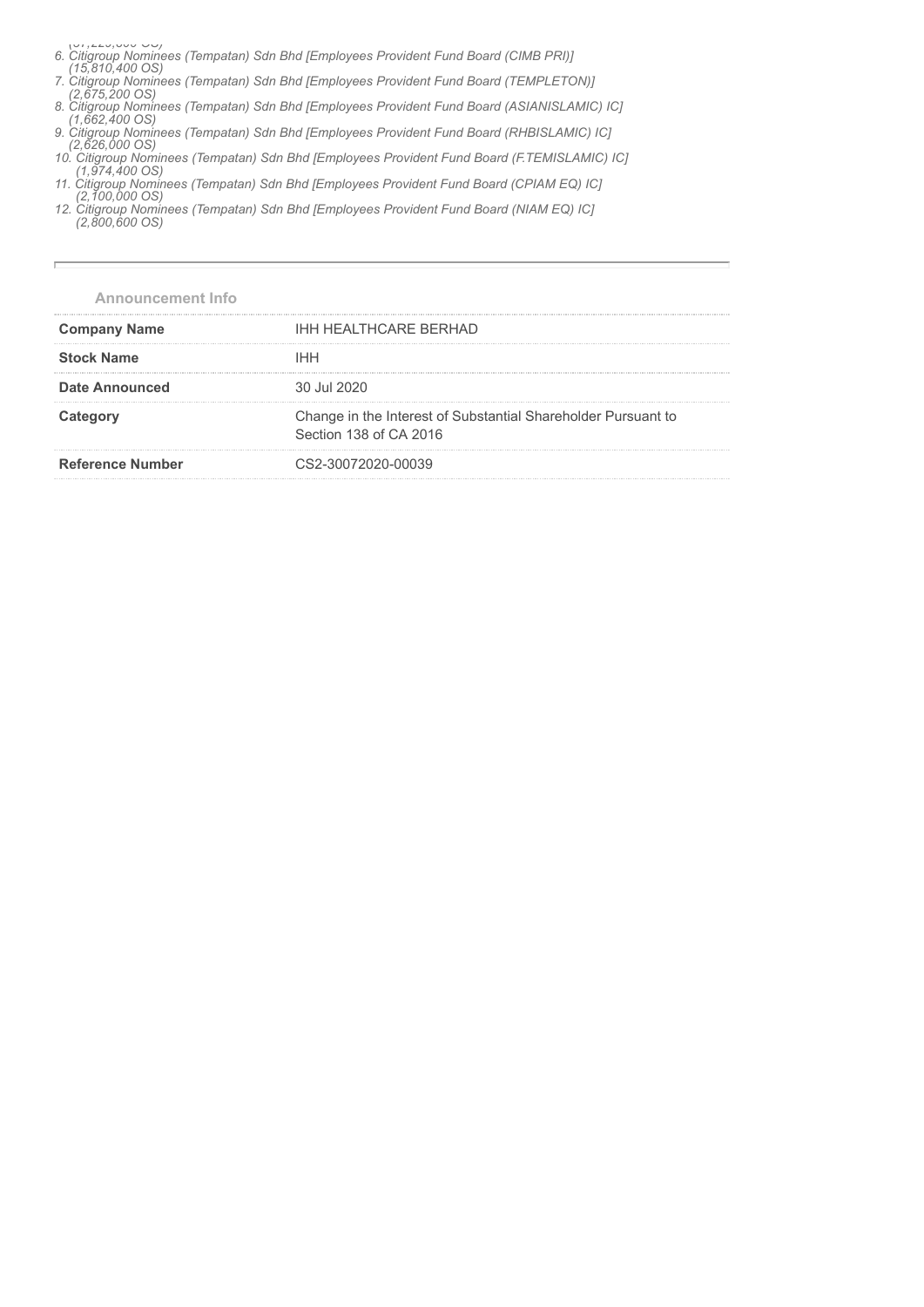*(37,225,800 OS)*

*6. Citigroup Nominees (Tempatan) Sdn Bhd [Employees Provident Fund Board (CIMB PRI)] (15,810,400 OS)*

*7. Citigroup Nominees (Tempatan) Sdn Bhd [Employees Provident Fund Board (TEMPLETON)] (2,675,200 OS)*

*8. Citigroup Nominees (Tempatan) Sdn Bhd [Employees Provident Fund Board (ASIANISLAMIC) IC] (1,662,400 OS)*

*9. Citigroup Nominees (Tempatan) Sdn Bhd [Employees Provident Fund Board (RHBISLAMIC) IC] (2,626,000 OS)*

*10. Citigroup Nominees (Tempatan) Sdn Bhd [Employees Provident Fund Board (F.TEMISLAMIC) IC] (1,974,400 OS)*

*11. Citigroup Nominees (Tempatan) Sdn Bhd [Employees Provident Fund Board (CPIAM EQ) IC] (2,100,000 OS)*

*12. Citigroup Nominees (Tempatan) Sdn Bhd [Employees Provident Fund Board (NIAM EQ) IC] (2,800,600 OS)*

---

**Announcement Info**

| | |
|---|---|
| **Company Name** | IHH HEALTHCARE BERHAD |
| **Stock Name** | IHH |
| **Date Announced** | 30 Jul 2020 |
| **Category** | Change in the Interest of Substantial Shareholder Pursuant to Section 138 of CA 2016 |
| **Reference Number** | CS2-30072020-00039 |